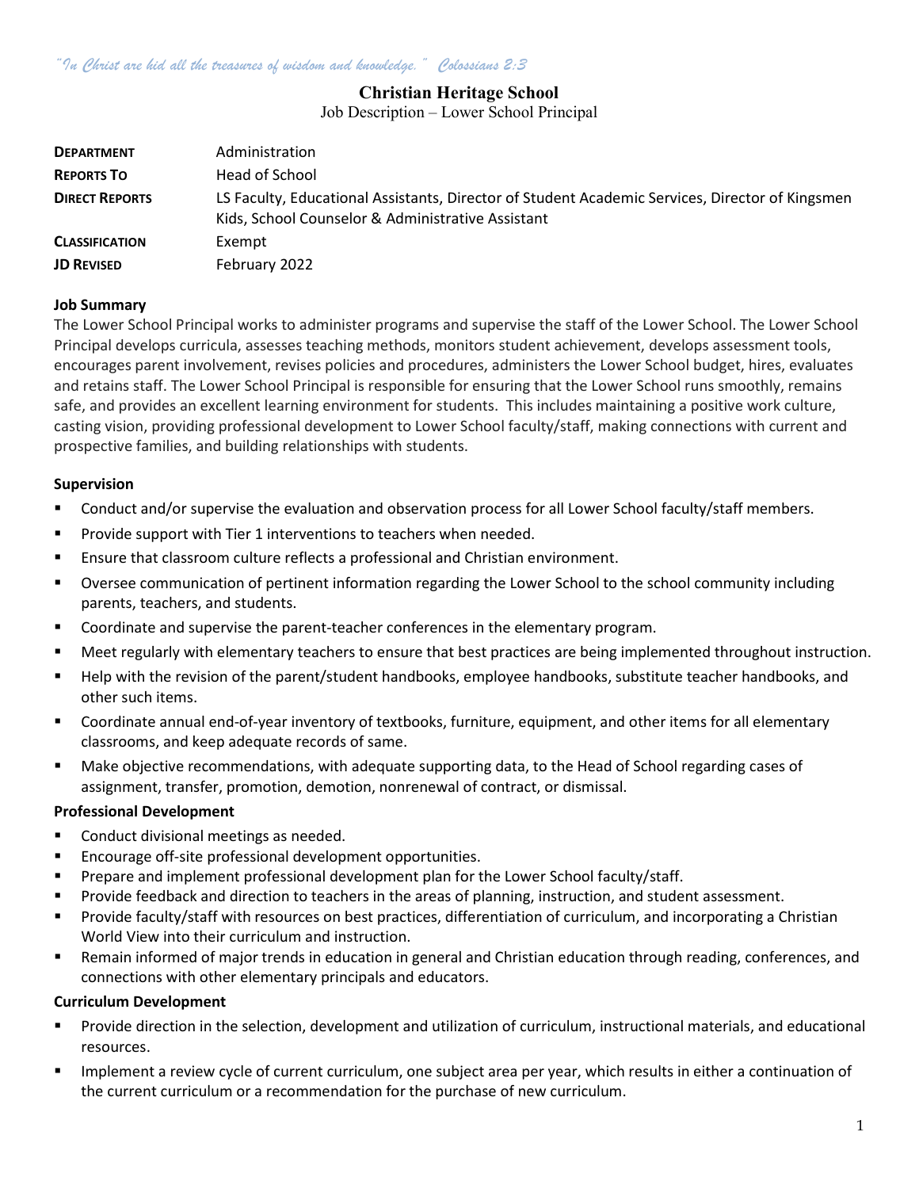*"In Christ are hid all the treasures of wisdom and knowledge." Colossians 2:3*

# Christian Heritage School

Job Description – Lower School Principal

| | |
|---|---|
| **DEPARTMENT** | Administration |
| **REPORTS TO** | Head of School |
| **DIRECT REPORTS** | LS Faculty, Educational Assistants, Director of Student Academic Services, Director of Kingsmen Kids, School Counselor & Administrative Assistant |
| **CLASSIFICATION** | Exempt |
| **JD REVISED** | February 2022 |

### Job Summary

The Lower School Principal works to administer programs and supervise the staff of the Lower School. The Lower School Principal develops curricula, assesses teaching methods, monitors student achievement, develops assessment tools, encourages parent involvement, revises policies and procedures, administers the Lower School budget, hires, evaluates and retains staff. The Lower School Principal is responsible for ensuring that the Lower School runs smoothly, remains safe, and provides an excellent learning environment for students. This includes maintaining a positive work culture, casting vision, providing professional development to Lower School faculty/staff, making connections with current and prospective families, and building relationships with students.

### Supervision

- Conduct and/or supervise the evaluation and observation process for all Lower School faculty/staff members.
- Provide support with Tier 1 interventions to teachers when needed.
- Ensure that classroom culture reflects a professional and Christian environment.
- Oversee communication of pertinent information regarding the Lower School to the school community including parents, teachers, and students.
- Coordinate and supervise the parent-teacher conferences in the elementary program.
- Meet regularly with elementary teachers to ensure that best practices are being implemented throughout instruction.
- Help with the revision of the parent/student handbooks, employee handbooks, substitute teacher handbooks, and other such items.
- Coordinate annual end-of-year inventory of textbooks, furniture, equipment, and other items for all elementary classrooms, and keep adequate records of same.
- Make objective recommendations, with adequate supporting data, to the Head of School regarding cases of assignment, transfer, promotion, demotion, nonrenewal of contract, or dismissal.

### Professional Development

- Conduct divisional meetings as needed.
- Encourage off-site professional development opportunities.
- Prepare and implement professional development plan for the Lower School faculty/staff.
- Provide feedback and direction to teachers in the areas of planning, instruction, and student assessment.
- Provide faculty/staff with resources on best practices, differentiation of curriculum, and incorporating a Christian World View into their curriculum and instruction.
- Remain informed of major trends in education in general and Christian education through reading, conferences, and connections with other elementary principals and educators.

### Curriculum Development

- Provide direction in the selection, development and utilization of curriculum, instructional materials, and educational resources.
- Implement a review cycle of current curriculum, one subject area per year, which results in either a continuation of the current curriculum or a recommendation for the purchase of new curriculum.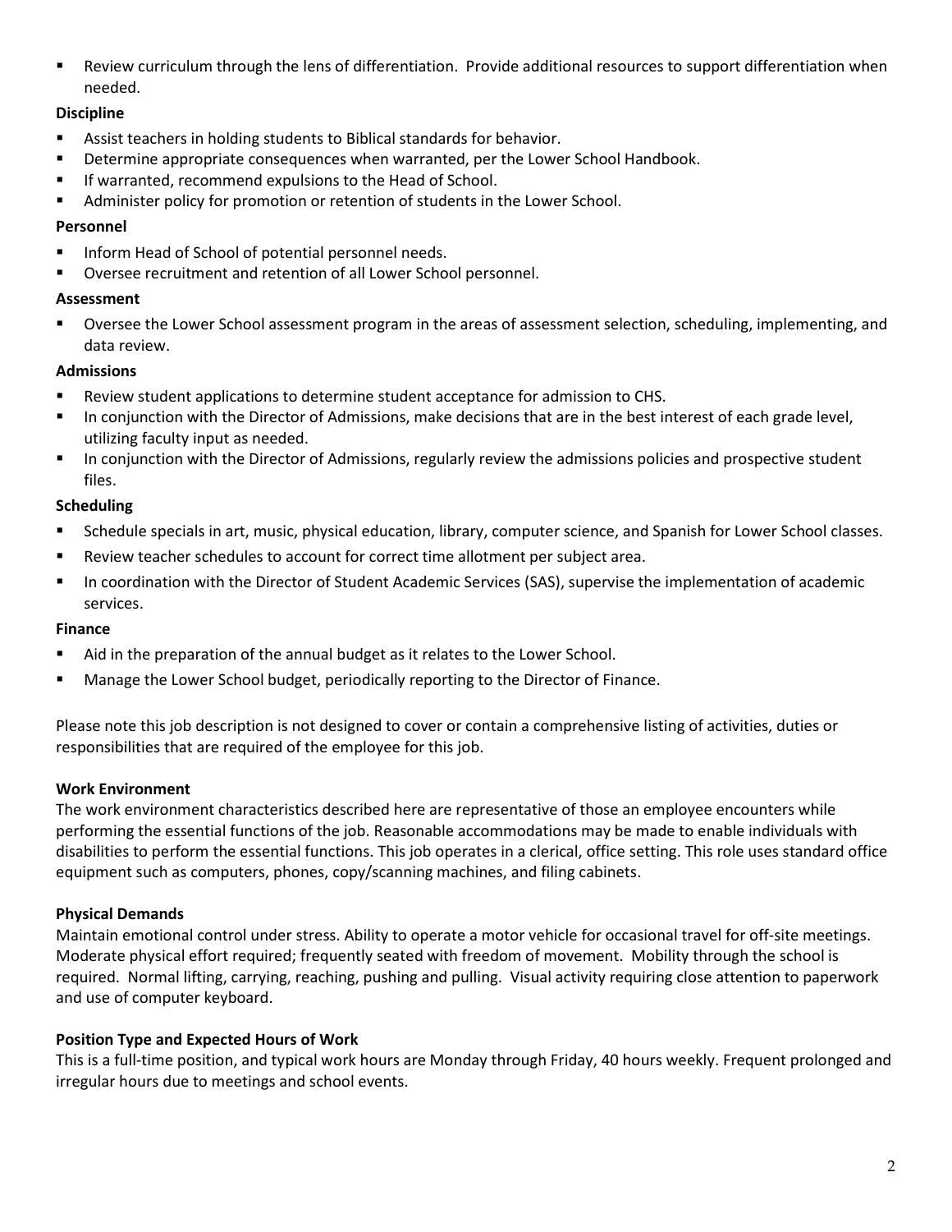- Review curriculum through the lens of differentiation. Provide additional resources to support differentiation when needed.

**Discipline**

- Assist teachers in holding students to Biblical standards for behavior.
- Determine appropriate consequences when warranted, per the Lower School Handbook.
- If warranted, recommend expulsions to the Head of School.
- Administer policy for promotion or retention of students in the Lower School.

**Personnel**

- Inform Head of School of potential personnel needs.
- Oversee recruitment and retention of all Lower School personnel.

**Assessment**

- Oversee the Lower School assessment program in the areas of assessment selection, scheduling, implementing, and data review.

**Admissions**

- Review student applications to determine student acceptance for admission to CHS.
- In conjunction with the Director of Admissions, make decisions that are in the best interest of each grade level, utilizing faculty input as needed.
- In conjunction with the Director of Admissions, regularly review the admissions policies and prospective student files.

**Scheduling**

- Schedule specials in art, music, physical education, library, computer science, and Spanish for Lower School classes.
- Review teacher schedules to account for correct time allotment per subject area.
- In coordination with the Director of Student Academic Services (SAS), supervise the implementation of academic services.

**Finance**

- Aid in the preparation of the annual budget as it relates to the Lower School.
- Manage the Lower School budget, periodically reporting to the Director of Finance.

Please note this job description is not designed to cover or contain a comprehensive listing of activities, duties or responsibilities that are required of the employee for this job.

**Work Environment**

The work environment characteristics described here are representative of those an employee encounters while performing the essential functions of the job. Reasonable accommodations may be made to enable individuals with disabilities to perform the essential functions. This job operates in a clerical, office setting. This role uses standard office equipment such as computers, phones, copy/scanning machines, and filing cabinets.

**Physical Demands**

Maintain emotional control under stress. Ability to operate a motor vehicle for occasional travel for off-site meetings. Moderate physical effort required; frequently seated with freedom of movement. Mobility through the school is required. Normal lifting, carrying, reaching, pushing and pulling. Visual activity requiring close attention to paperwork and use of computer keyboard.

**Position Type and Expected Hours of Work**

This is a full-time position, and typical work hours are Monday through Friday, 40 hours weekly. Frequent prolonged and irregular hours due to meetings and school events.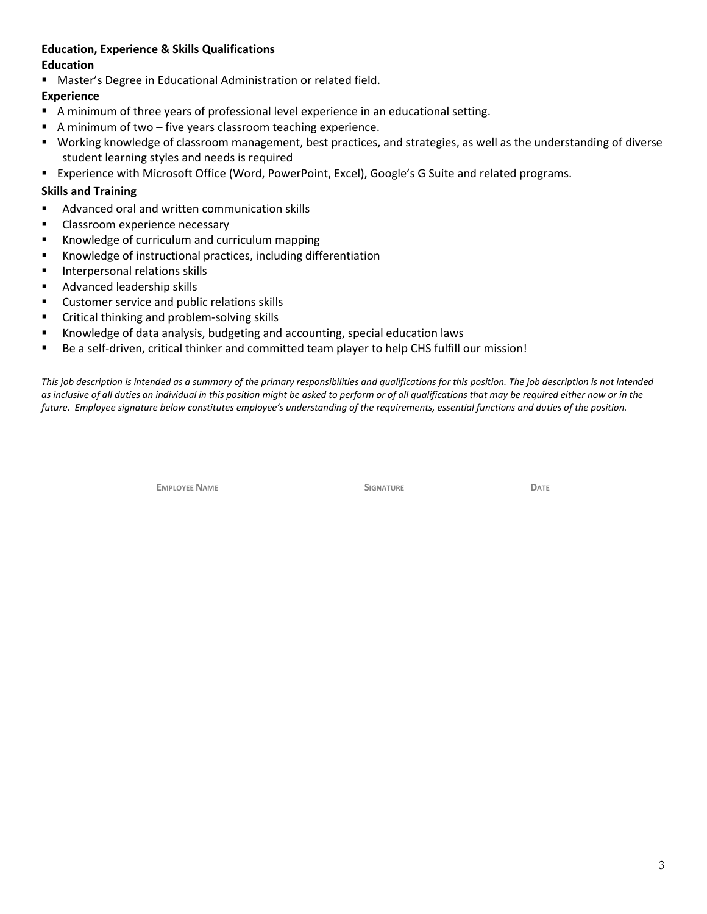**Education, Experience & Skills Qualifications**

**Education**

- Master's Degree in Educational Administration or related field.

**Experience**

- A minimum of three years of professional level experience in an educational setting.
- A minimum of two – five years classroom teaching experience.
- Working knowledge of classroom management, best practices, and strategies, as well as the understanding of diverse student learning styles and needs is required
- Experience with Microsoft Office (Word, PowerPoint, Excel), Google's G Suite and related programs.

**Skills and Training**

- Advanced oral and written communication skills
- Classroom experience necessary
- Knowledge of curriculum and curriculum mapping
- Knowledge of instructional practices, including differentiation
- Interpersonal relations skills
- Advanced leadership skills
- Customer service and public relations skills
- Critical thinking and problem-solving skills
- Knowledge of data analysis, budgeting and accounting, special education laws
- Be a self-driven, critical thinker and committed team player to help CHS fulfill our mission!

*This job description is intended as a summary of the primary responsibilities and qualifications for this position. The job description is not intended as inclusive of all duties an individual in this position might be asked to perform or of all qualifications that may be required either now or in the future. Employee signature below constitutes employee's understanding of the requirements, essential functions and duties of the position.*

| Employee Name | Signature | Date |
| --- | --- | --- |
| | | |